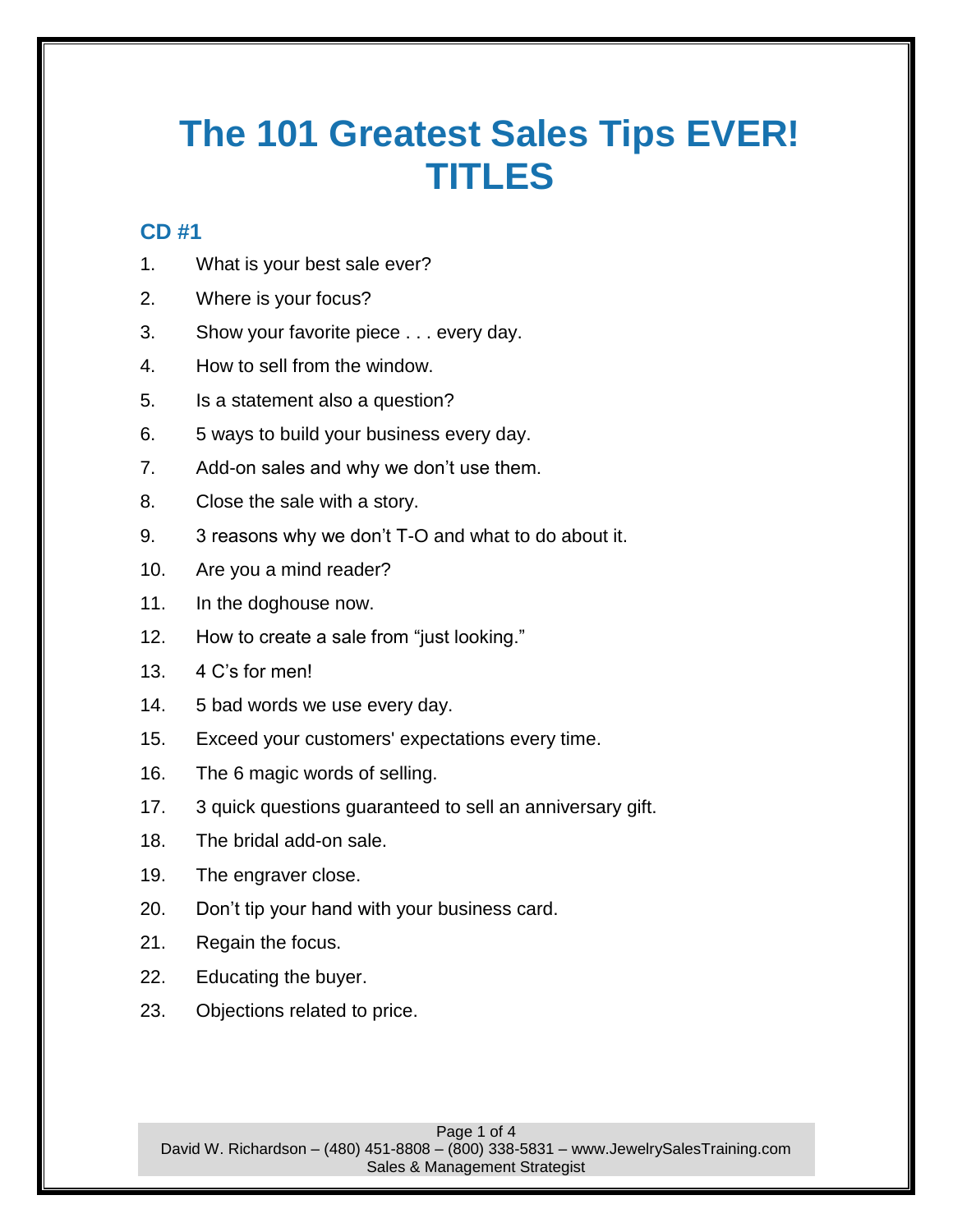# The 101 Greatest Sales Tips EVER! TITLES

## CD #1

1. What is your best sale ever?
2. Where is your focus?
3. Show your favorite piece . . . every day.
4. How to sell from the window.
5. Is a statement also a question?
6. 5 ways to build your business every day.
7. Add-on sales and why we don't use them.
8. Close the sale with a story.
9. 3 reasons why we don't T-O and what to do about it.
10. Are you a mind reader?
11. In the doghouse now.
12. How to create a sale from "just looking."
13. 4 C's for men!
14. 5 bad words we use every day.
15. Exceed your customers' expectations every time.
16. The 6 magic words of selling.
17. 3 quick questions guaranteed to sell an anniversary gift.
18. The bridal add-on sale.
19. The engraver close.
20. Don't tip your hand with your business card.
21. Regain the focus.
22. Educating the buyer.
23. Objections related to price.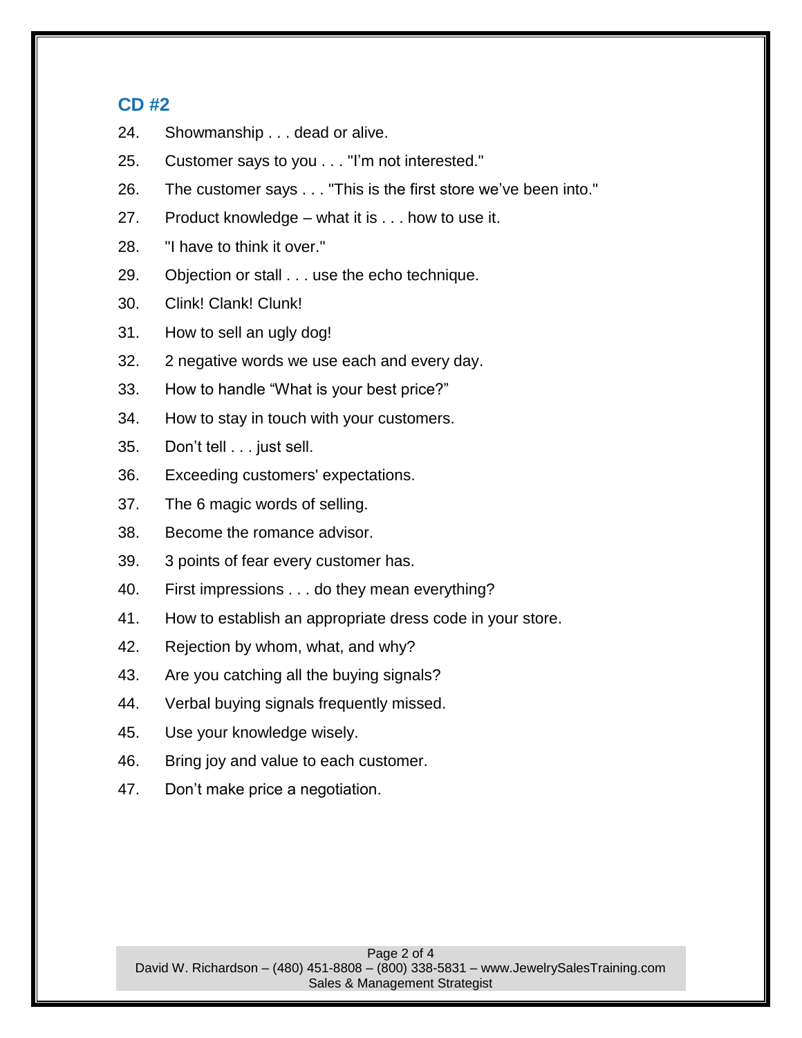## CD #2

24. Showmanship . . . dead or alive.
25. Customer says to you . . . "I'm not interested."
26. The customer says . . . "This is the first store we've been into."
27. Product knowledge – what it is . . . how to use it.
28. "I have to think it over."
29. Objection or stall . . . use the echo technique.
30. Clink! Clank! Clunk!
31. How to sell an ugly dog!
32. 2 negative words we use each and every day.
33. How to handle "What is your best price?"
34. How to stay in touch with your customers.
35. Don't tell . . . just sell.
36. Exceeding customers' expectations.
37. The 6 magic words of selling.
38. Become the romance advisor.
39. 3 points of fear every customer has.
40. First impressions . . . do they mean everything?
41. How to establish an appropriate dress code in your store.
42. Rejection by whom, what, and why?
43. Are you catching all the buying signals?
44. Verbal buying signals frequently missed.
45. Use your knowledge wisely.
46. Bring joy and value to each customer.
47. Don't make price a negotiation.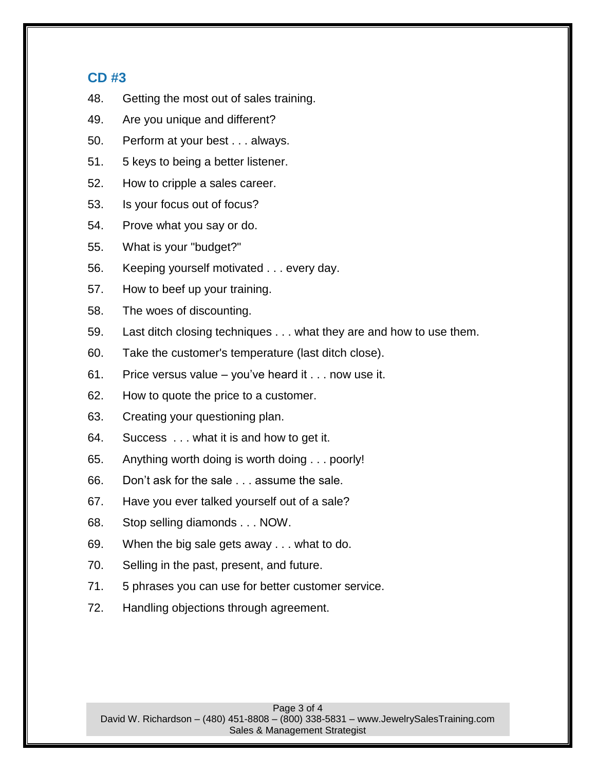## CD #3

48. Getting the most out of sales training.
49. Are you unique and different?
50. Perform at your best . . . always.
51. 5 keys to being a better listener.
52. How to cripple a sales career.
53. Is your focus out of focus?
54. Prove what you say or do.
55. What is your "budget?"
56. Keeping yourself motivated . . . every day.
57. How to beef up your training.
58. The woes of discounting.
59. Last ditch closing techniques . . . what they are and how to use them.
60. Take the customer's temperature (last ditch close).
61. Price versus value – you've heard it . . . now use it.
62. How to quote the price to a customer.
63. Creating your questioning plan.
64. Success . . . what it is and how to get it.
65. Anything worth doing is worth doing . . . poorly!
66. Don't ask for the sale . . . assume the sale.
67. Have you ever talked yourself out of a sale?
68. Stop selling diamonds . . . NOW.
69. When the big sale gets away . . . what to do.
70. Selling in the past, present, and future.
71. 5 phrases you can use for better customer service.
72. Handling objections through agreement.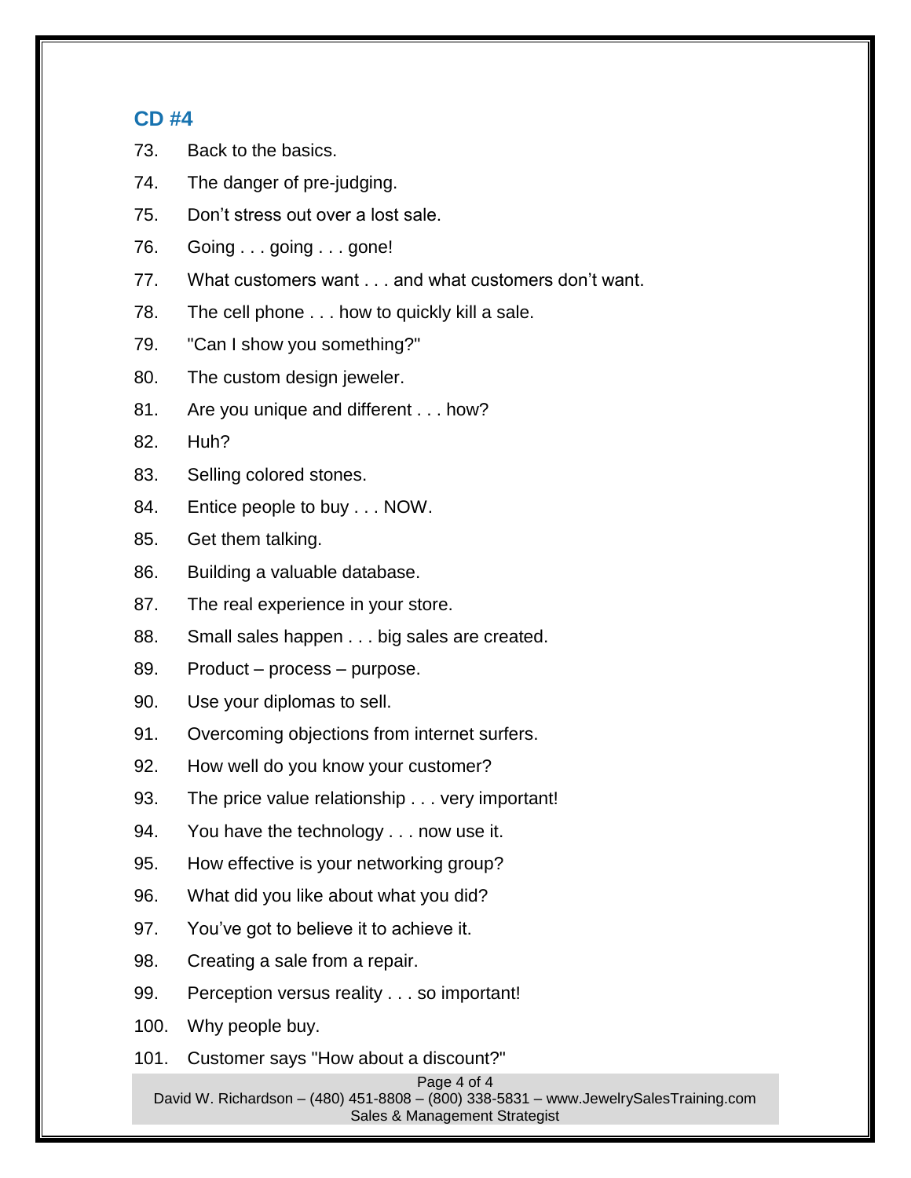## CD #4

73. Back to the basics.
74. The danger of pre-judging.
75. Don't stress out over a lost sale.
76. Going . . . going . . . gone!
77. What customers want . . . and what customers don't want.
78. The cell phone . . . how to quickly kill a sale.
79. "Can I show you something?"
80. The custom design jeweler.
81. Are you unique and different . . . how?
82. Huh?
83. Selling colored stones.
84. Entice people to buy . . . NOW.
85. Get them talking.
86. Building a valuable database.
87. The real experience in your store.
88. Small sales happen . . . big sales are created.
89. Product – process – purpose.
90. Use your diplomas to sell.
91. Overcoming objections from internet surfers.
92. How well do you know your customer?
93. The price value relationship . . . very important!
94. You have the technology . . . now use it.
95. How effective is your networking group?
96. What did you like about what you did?
97. You've got to believe it to achieve it.
98. Creating a sale from a repair.
99. Perception versus reality . . . so important!
100. Why people buy.
101. Customer says "How about a discount?"